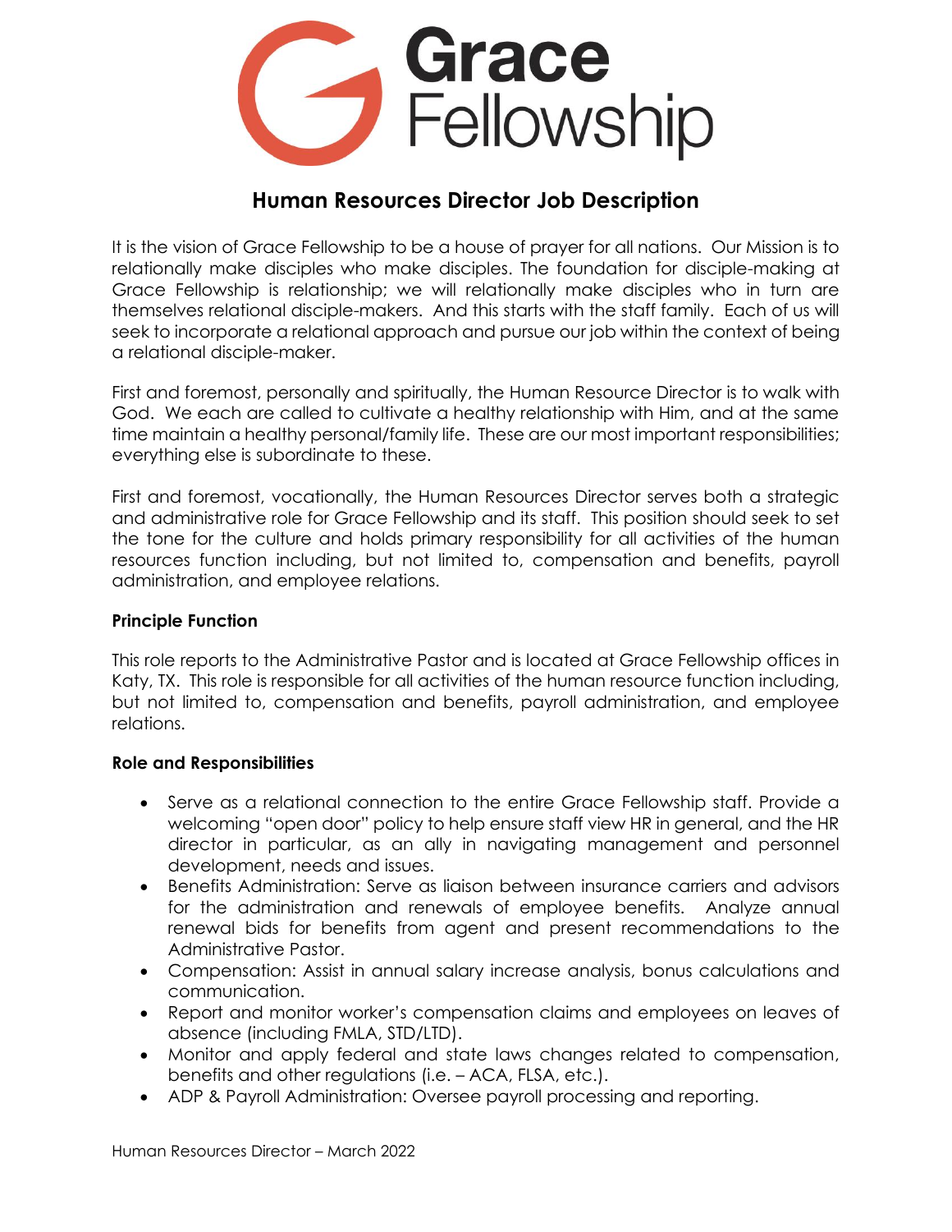# Grace Fellowship

## Human Resources Director Job Description

It is the vision of Grace Fellowship to be a house of prayer for all nations. Our Mission is to relationally make disciples who make disciples. The foundation for disciple-making at Grace Fellowship is relationship; we will relationally make disciples who in turn are themselves relational disciple-makers. And this starts with the staff family. Each of us will seek to incorporate a relational approach and pursue our job within the context of being a relational disciple-maker.

First and foremost, personally and spiritually, the Human Resource Director is to walk with God. We each are called to cultivate a healthy relationship with Him, and at the same time maintain a healthy personal/family life. These are our most important responsibilities; everything else is subordinate to these.

First and foremost, vocationally, the Human Resources Director serves both a strategic and administrative role for Grace Fellowship and its staff. This position should seek to set the tone for the culture and holds primary responsibility for all activities of the human resources function including, but not limited to, compensation and benefits, payroll administration, and employee relations.

### Principle Function

This role reports to the Administrative Pastor and is located at Grace Fellowship offices in Katy, TX. This role is responsible for all activities of the human resource function including, but not limited to, compensation and benefits, payroll administration, and employee relations.

### Role and Responsibilities

- Serve as a relational connection to the entire Grace Fellowship staff. Provide a welcoming "open door" policy to help ensure staff view HR in general, and the HR director in particular, as an ally in navigating management and personnel development, needs and issues.
- Benefits Administration: Serve as liaison between insurance carriers and advisors for the administration and renewals of employee benefits. Analyze annual renewal bids for benefits from agent and present recommendations to the Administrative Pastor.
- Compensation: Assist in annual salary increase analysis, bonus calculations and communication.
- Report and monitor worker's compensation claims and employees on leaves of absence (including FMLA, STD/LTD).
- Monitor and apply federal and state laws changes related to compensation, benefits and other regulations (i.e. – ACA, FLSA, etc.).
- ADP & Payroll Administration: Oversee payroll processing and reporting.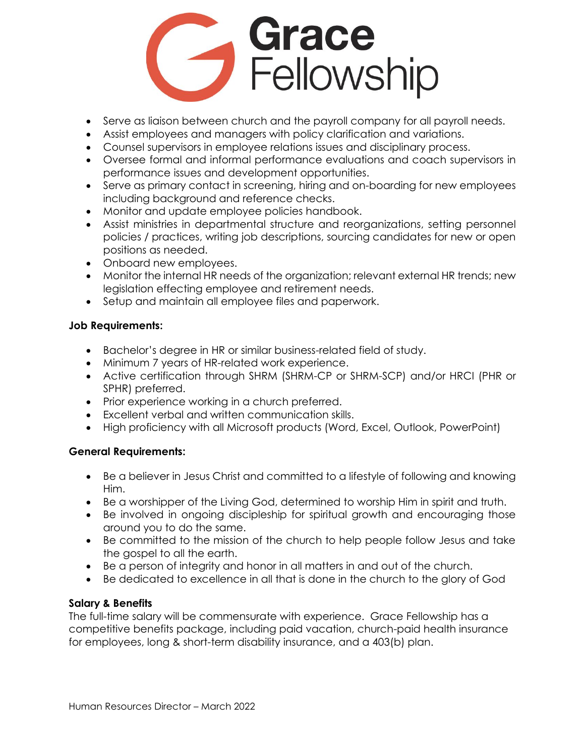- Serve as liaison between church and the payroll company for all payroll needs.
- Assist employees and managers with policy clarification and variations.
- Counsel supervisors in employee relations issues and disciplinary process.
- Oversee formal and informal performance evaluations and coach supervisors in performance issues and development opportunities.
- Serve as primary contact in screening, hiring and on-boarding for new employees including background and reference checks.
- Monitor and update employee policies handbook.
- Assist ministries in departmental structure and reorganizations, setting personnel policies / practices, writing job descriptions, sourcing candidates for new or open positions as needed.
- Onboard new employees.
- Monitor the internal HR needs of the organization; relevant external HR trends; new legislation effecting employee and retirement needs.
- Setup and maintain all employee files and paperwork.

**Job Requirements:**

- Bachelor's degree in HR or similar business-related field of study.
- Minimum 7 years of HR-related work experience.
- Active certification through SHRM (SHRM-CP or SHRM-SCP) and/or HRCI (PHR or SPHR) preferred.
- Prior experience working in a church preferred.
- Excellent verbal and written communication skills.
- High proficiency with all Microsoft products (Word, Excel, Outlook, PowerPoint)

**General Requirements:**

- Be a believer in Jesus Christ and committed to a lifestyle of following and knowing Him.
- Be a worshipper of the Living God, determined to worship Him in spirit and truth.
- Be involved in ongoing discipleship for spiritual growth and encouraging those around you to do the same.
- Be committed to the mission of the church to help people follow Jesus and take the gospel to all the earth.
- Be a person of integrity and honor in all matters in and out of the church.
- Be dedicated to excellence in all that is done in the church to the glory of God

**Salary & Benefits**

The full-time salary will be commensurate with experience. Grace Fellowship has a competitive benefits package, including paid vacation, church-paid health insurance for employees, long & short-term disability insurance, and a 403(b) plan.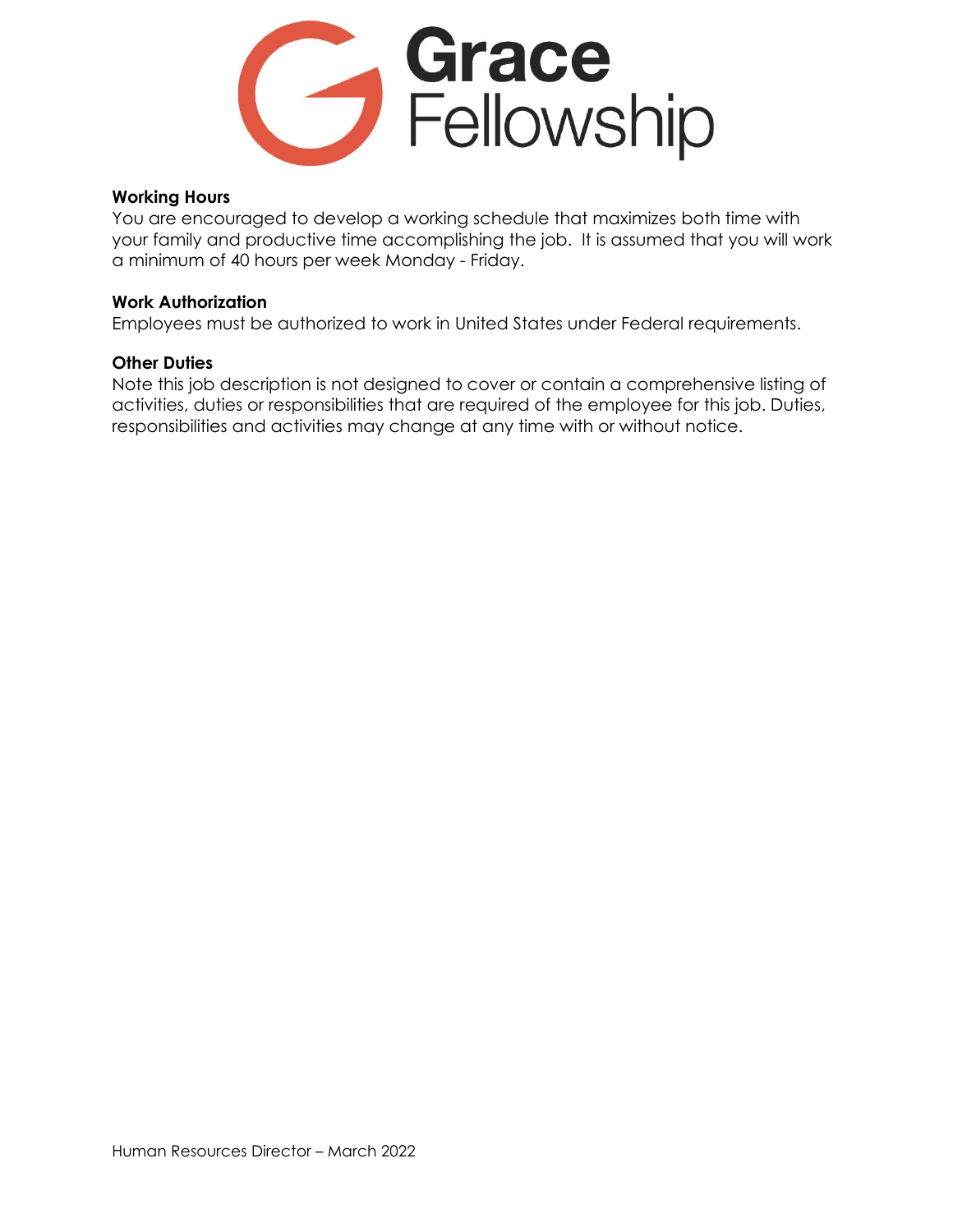**Working Hours**
You are encouraged to develop a working schedule that maximizes both time with your family and productive time accomplishing the job. It is assumed that you will work a minimum of 40 hours per week Monday - Friday.

**Work Authorization**
Employees must be authorized to work in United States under Federal requirements.

**Other Duties**
Note this job description is not designed to cover or contain a comprehensive listing of activities, duties or responsibilities that are required of the employee for this job. Duties, responsibilities and activities may change at any time with or without notice.